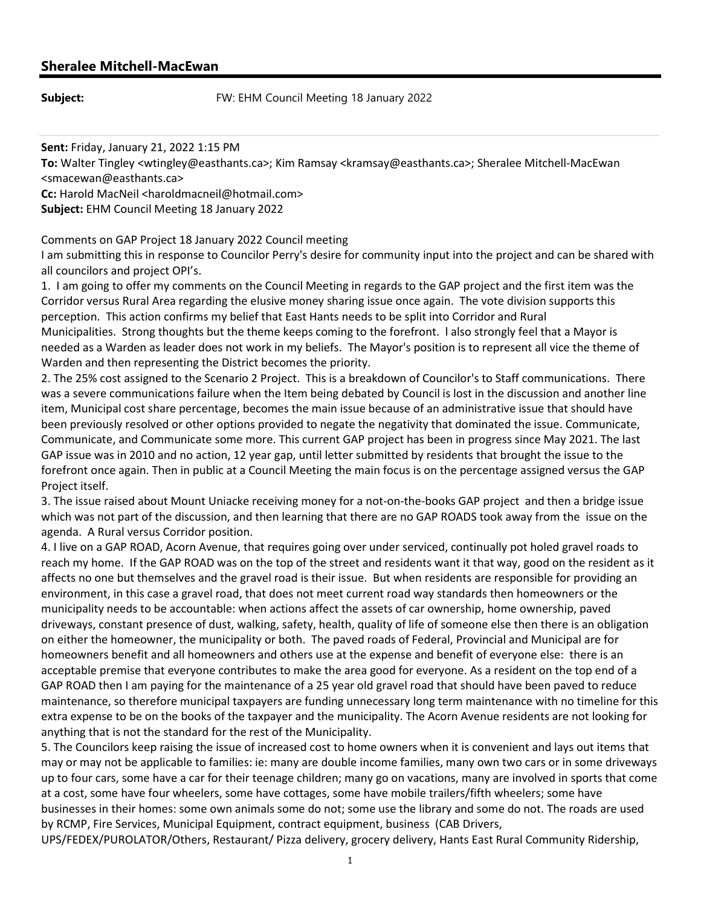## Sheralee Mitchell-MacEwan

**Subject:** FW: EHM Council Meeting 18 January 2022

---

**Sent:** Friday, January 21, 2022 1:15 PM
**To:** Walter Tingley <wtingley@easthants.ca>; Kim Ramsay <kramsay@easthants.ca>; Sheralee Mitchell-MacEwan <smacewan@easthants.ca>
**Cc:** Harold MacNeil <haroldmacneil@hotmail.com>
**Subject:** EHM Council Meeting 18 January 2022

Comments on GAP Project 18 January 2022 Council meeting

I am submitting this in response to Councilor Perry's desire for community input into the project and can be shared with all councilors and project OPI's.

1. I am going to offer my comments on the Council Meeting in regards to the GAP project and the first item was the Corridor versus Rural Area regarding the elusive money sharing issue once again. The vote division supports this perception. This action confirms my belief that East Hants needs to be split into Corridor and Rural Municipalities. Strong thoughts but the theme keeps coming to the forefront. I also strongly feel that a Mayor is needed as a Warden as leader does not work in my beliefs. The Mayor's position is to represent all vice the theme of Warden and then representing the District becomes the priority.

2. The 25% cost assigned to the Scenario 2 Project. This is a breakdown of Councilor's to Staff communications. There was a severe communications failure when the Item being debated by Council is lost in the discussion and another line item, Municipal cost share percentage, becomes the main issue because of an administrative issue that should have been previously resolved or other options provided to negate the negativity that dominated the issue. Communicate, Communicate, and Communicate some more. This current GAP project has been in progress since May 2021. The last GAP issue was in 2010 and no action, 12 year gap, until letter submitted by residents that brought the issue to the forefront once again. Then in public at a Council Meeting the main focus is on the percentage assigned versus the GAP Project itself.

3. The issue raised about Mount Uniacke receiving money for a not-on-the-books GAP project and then a bridge issue which was not part of the discussion, and then learning that there are no GAP ROADS took away from the issue on the agenda. A Rural versus Corridor position.

4. I live on a GAP ROAD, Acorn Avenue, that requires going over under serviced, continually pot holed gravel roads to reach my home. If the GAP ROAD was on the top of the street and residents want it that way, good on the resident as it affects no one but themselves and the gravel road is their issue. But when residents are responsible for providing an environment, in this case a gravel road, that does not meet current road way standards then homeowners or the municipality needs to be accountable: when actions affect the assets of car ownership, home ownership, paved driveways, constant presence of dust, walking, safety, health, quality of life of someone else then there is an obligation on either the homeowner, the municipality or both. The paved roads of Federal, Provincial and Municipal are for homeowners benefit and all homeowners and others use at the expense and benefit of everyone else: there is an acceptable premise that everyone contributes to make the area good for everyone. As a resident on the top end of a GAP ROAD then I am paying for the maintenance of a 25 year old gravel road that should have been paved to reduce maintenance, so therefore municipal taxpayers are funding unnecessary long term maintenance with no timeline for this extra expense to be on the books of the taxpayer and the municipality. The Acorn Avenue residents are not looking for anything that is not the standard for the rest of the Municipality.

5. The Councilors keep raising the issue of increased cost to home owners when it is convenient and lays out items that may or may not be applicable to families: ie: many are double income families, many own two cars or in some driveways up to four cars, some have a car for their teenage children; many go on vacations, many are involved in sports that come at a cost, some have four wheelers, some have cottages, some have mobile trailers/fifth wheelers; some have businesses in their homes: some own animals some do not; some use the library and some do not. The roads are used by RCMP, Fire Services, Municipal Equipment, contract equipment, business (CAB Drivers, UPS/FEDEX/PUROLATOR/Others, Restaurant/ Pizza delivery, grocery delivery, Hants East Rural Community Ridership,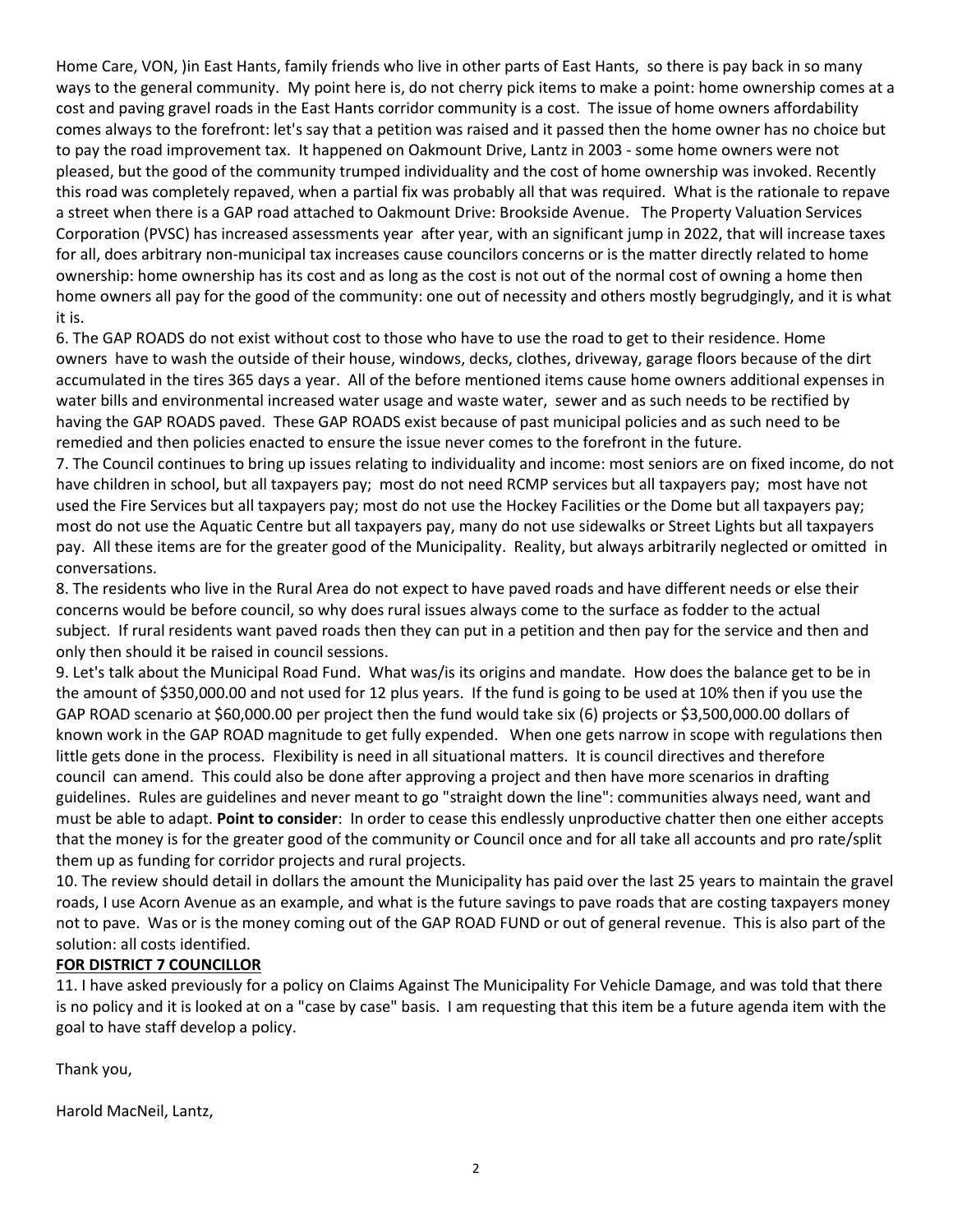Home Care, VON, )in East Hants, family friends who live in other parts of East Hants, so there is pay back in so many ways to the general community. My point here is, do not cherry pick items to make a point: home ownership comes at a cost and paving gravel roads in the East Hants corridor community is a cost. The issue of home owners affordability comes always to the forefront: let's say that a petition was raised and it passed then the home owner has no choice but to pay the road improvement tax. It happened on Oakmount Drive, Lantz in 2003 - some home owners were not pleased, but the good of the community trumped individuality and the cost of home ownership was invoked. Recently this road was completely repaved, when a partial fix was probably all that was required. What is the rationale to repave a street when there is a GAP road attached to Oakmount Drive: Brookside Avenue. The Property Valuation Services Corporation (PVSC) has increased assessments year after year, with an significant jump in 2022, that will increase taxes for all, does arbitrary non-municipal tax increases cause councilors concerns or is the matter directly related to home ownership: home ownership has its cost and as long as the cost is not out of the normal cost of owning a home then home owners all pay for the good of the community: one out of necessity and others mostly begrudgingly, and it is what it is.

6. The GAP ROADS do not exist without cost to those who have to use the road to get to their residence. Home owners have to wash the outside of their house, windows, decks, clothes, driveway, garage floors because of the dirt accumulated in the tires 365 days a year. All of the before mentioned items cause home owners additional expenses in water bills and environmental increased water usage and waste water, sewer and as such needs to be rectified by having the GAP ROADS paved. These GAP ROADS exist because of past municipal policies and as such need to be remedied and then policies enacted to ensure the issue never comes to the forefront in the future.

7. The Council continues to bring up issues relating to individuality and income: most seniors are on fixed income, do not have children in school, but all taxpayers pay; most do not need RCMP services but all taxpayers pay; most have not used the Fire Services but all taxpayers pay; most do not use the Hockey Facilities or the Dome but all taxpayers pay; most do not use the Aquatic Centre but all taxpayers pay, many do not use sidewalks or Street Lights but all taxpayers pay. All these items are for the greater good of the Municipality. Reality, but always arbitrarily neglected or omitted in conversations.

8. The residents who live in the Rural Area do not expect to have paved roads and have different needs or else their concerns would be before council, so why does rural issues always come to the surface as fodder to the actual subject. If rural residents want paved roads then they can put in a petition and then pay for the service and then and only then should it be raised in council sessions.

9. Let's talk about the Municipal Road Fund. What was/is its origins and mandate. How does the balance get to be in the amount of $350,000.00 and not used for 12 plus years. If the fund is going to be used at 10% then if you use the GAP ROAD scenario at $60,000.00 per project then the fund would take six (6) projects or $3,500,000.00 dollars of known work in the GAP ROAD magnitude to get fully expended. When one gets narrow in scope with regulations then little gets done in the process. Flexibility is need in all situational matters. It is council directives and therefore council can amend. This could also be done after approving a project and then have more scenarios in drafting guidelines. Rules are guidelines and never meant to go "straight down the line": communities always need, want and must be able to adapt. **Point to consider**: In order to cease this endlessly unproductive chatter then one either accepts that the money is for the greater good of the community or Council once and for all take all accounts and pro rate/split them up as funding for corridor projects and rural projects.

10. The review should detail in dollars the amount the Municipality has paid over the last 25 years to maintain the gravel roads, I use Acorn Avenue as an example, and what is the future savings to pave roads that are costing taxpayers money not to pave. Was or is the money coming out of the GAP ROAD FUND or out of general revenue. This is also part of the solution: all costs identified.

**FOR DISTRICT 7 COUNCILLOR**

11. I have asked previously for a policy on Claims Against The Municipality For Vehicle Damage, and was told that there is no policy and it is looked at on a "case by case" basis. I am requesting that this item be a future agenda item with the goal to have staff develop a policy.

Thank you,

Harold MacNeil, Lantz,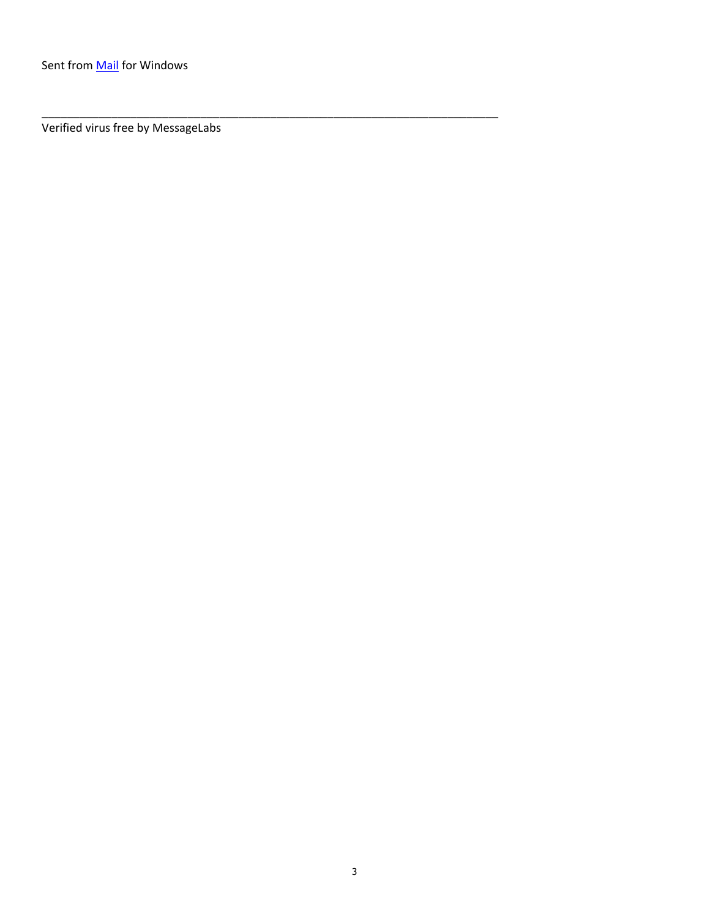Sent from [Mail](#) for Windows

---

Verified virus free by MessageLabs